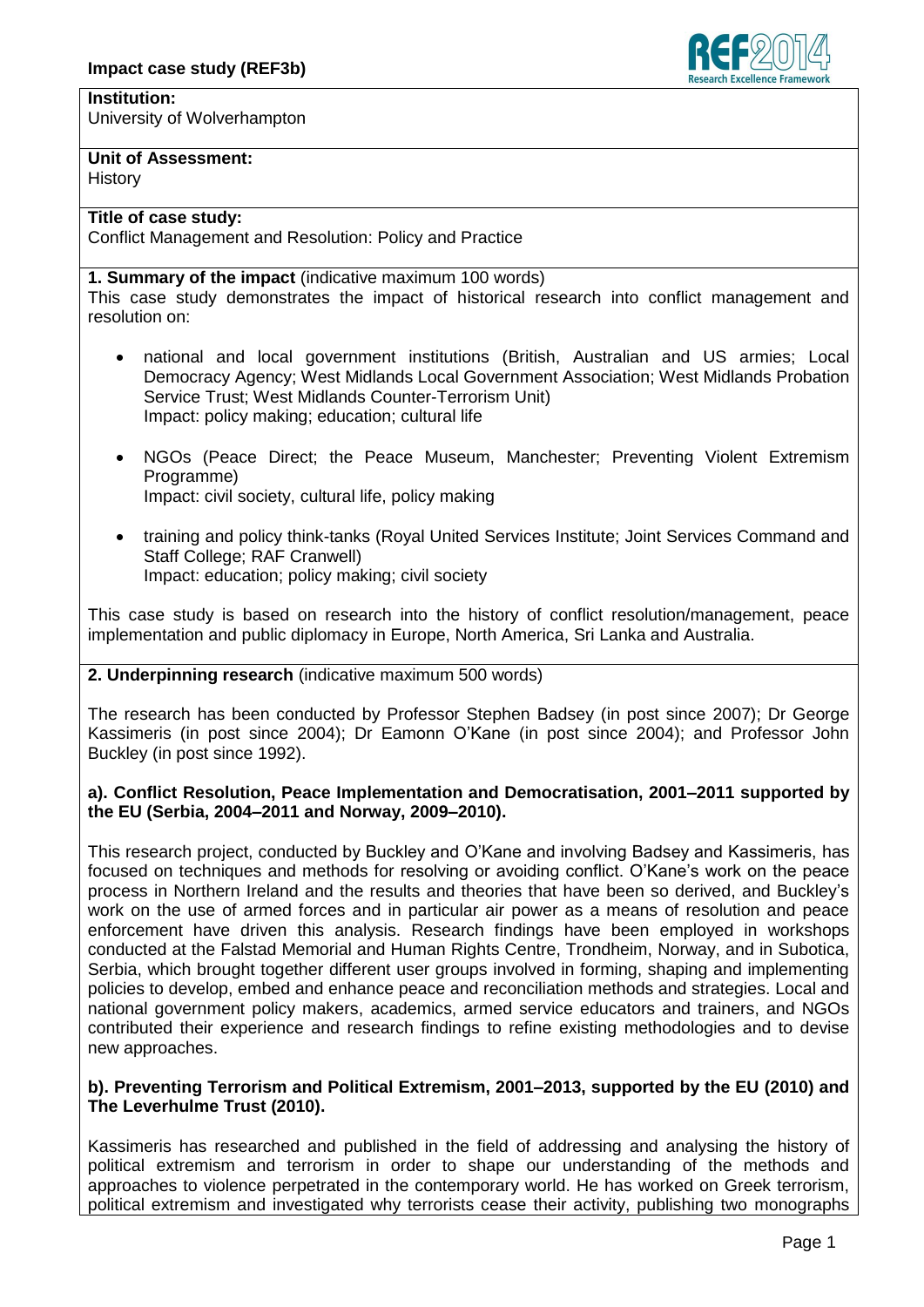**Impact case study (REF3b)**

**Institution:**
University of Wolverhampton

**Unit of Assessment:**
History

**Title of case study:**
Conflict Management and Resolution: Policy and Practice

**1. Summary of the impact** (indicative maximum 100 words)

This case study demonstrates the impact of historical research into conflict management and resolution on:

- national and local government institutions (British, Australian and US armies; Local Democracy Agency; West Midlands Local Government Association; West Midlands Probation Service Trust; West Midlands Counter-Terrorism Unit)
  Impact: policy making; education; cultural life

- NGOs (Peace Direct; the Peace Museum, Manchester; Preventing Violent Extremism Programme)
  Impact: civil society, cultural life, policy making

- training and policy think-tanks (Royal United Services Institute; Joint Services Command and Staff College; RAF Cranwell)
  Impact: education; policy making; civil society

This case study is based on research into the history of conflict resolution/management, peace implementation and public diplomacy in Europe, North America, Sri Lanka and Australia.

**2. Underpinning research** (indicative maximum 500 words)

The research has been conducted by Professor Stephen Badsey (in post since 2007); Dr George Kassimeris (in post since 2004); Dr Eamonn O'Kane (in post since 2004); and Professor John Buckley (in post since 1992).

**a). Conflict Resolution, Peace Implementation and Democratisation, 2001–2011 supported by the EU (Serbia, 2004–2011 and Norway, 2009–2010).**

This research project, conducted by Buckley and O'Kane and involving Badsey and Kassimeris, has focused on techniques and methods for resolving or avoiding conflict. O'Kane's work on the peace process in Northern Ireland and the results and theories that have been so derived, and Buckley's work on the use of armed forces and in particular air power as a means of resolution and peace enforcement have driven this analysis. Research findings have been employed in workshops conducted at the Falstad Memorial and Human Rights Centre, Trondheim, Norway, and in Subotica, Serbia, which brought together different user groups involved in forming, shaping and implementing policies to develop, embed and enhance peace and reconciliation methods and strategies. Local and national government policy makers, academics, armed service educators and trainers, and NGOs contributed their experience and research findings to refine existing methodologies and to devise new approaches.

**b). Preventing Terrorism and Political Extremism, 2001–2013, supported by the EU (2010) and The Leverhulme Trust (2010).**

Kassimeris has researched and published in the field of addressing and analysing the history of political extremism and terrorism in order to shape our understanding of the methods and approaches to violence perpetrated in the contemporary world. He has worked on Greek terrorism, political extremism and investigated why terrorists cease their activity, publishing two monographs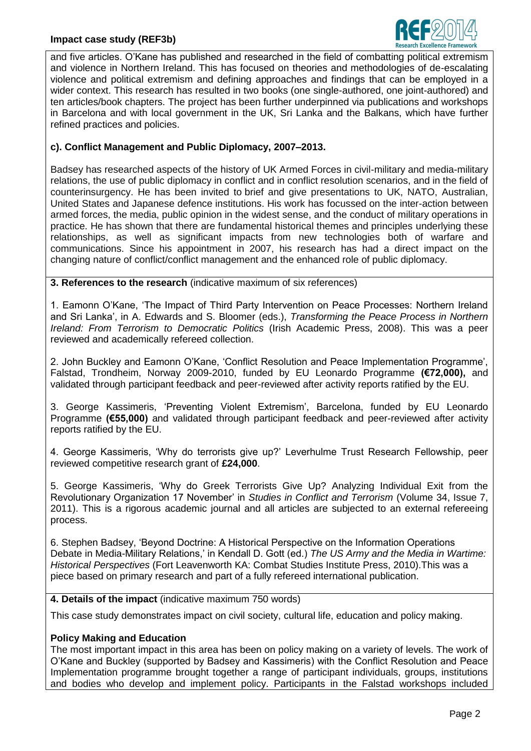and five articles. O'Kane has published and researched in the field of combatting political extremism and violence in Northern Ireland. This has focused on theories and methodologies of de-escalating violence and political extremism and defining approaches and findings that can be employed in a wider context. This research has resulted in two books (one single-authored, one joint-authored) and ten articles/book chapters. The project has been further underpinned via publications and workshops in Barcelona and with local government in the UK, Sri Lanka and the Balkans, which have further refined practices and policies.

### c). Conflict Management and Public Diplomacy, 2007–2013.

Badsey has researched aspects of the history of UK Armed Forces in civil-military and media-military relations, the use of public diplomacy in conflict and in conflict resolution scenarios, and in the field of counterinsurgency. He has been invited to brief and give presentations to UK, NATO, Australian, United States and Japanese defence institutions. His work has focussed on the inter-action between armed forces, the media, public opinion in the widest sense, and the conduct of military operations in practice. He has shown that there are fundamental historical themes and principles underlying these relationships, as well as significant impacts from new technologies both of warfare and communications. Since his appointment in 2007, his research has had a direct impact on the changing nature of conflict/conflict management and the enhanced role of public diplomacy.

## 3. References to the research (indicative maximum of six references)

1. Eamonn O'Kane, 'The Impact of Third Party Intervention on Peace Processes: Northern Ireland and Sri Lanka', in A. Edwards and S. Bloomer (eds.), *Transforming the Peace Process in Northern Ireland: From Terrorism to Democratic Politics* (Irish Academic Press, 2008). This was a peer reviewed and academically refereed collection.

2. John Buckley and Eamonn O'Kane, 'Conflict Resolution and Peace Implementation Programme', Falstad, Trondheim, Norway 2009-2010, funded by EU Leonardo Programme **(€72,000),** and validated through participant feedback and peer-reviewed after activity reports ratified by the EU.

3. George Kassimeris, 'Preventing Violent Extremism', Barcelona, funded by EU Leonardo Programme **(€55,000)** and validated through participant feedback and peer-reviewed after activity reports ratified by the EU.

4. George Kassimeris, 'Why do terrorists give up?' Leverhulme Trust Research Fellowship, peer reviewed competitive research grant of **£24,000**.

5. George Kassimeris, 'Why do Greek Terrorists Give Up? Analyzing Individual Exit from the Revolutionary Organization 17 November' in *Studies in Conflict and Terrorism* (Volume 34, Issue 7, 2011). This is a rigorous academic journal and all articles are subjected to an external refereeing process.

6. Stephen Badsey, 'Beyond Doctrine: A Historical Perspective on the Information Operations Debate in Media-Military Relations,' in Kendall D. Gott (ed.) *The US Army and the Media in Wartime: Historical Perspectives* (Fort Leavenworth KA: Combat Studies Institute Press, 2010).This was a piece based on primary research and part of a fully refereed international publication.

## 4. Details of the impact (indicative maximum 750 words)

This case study demonstrates impact on civil society, cultural life, education and policy making.

### Policy Making and Education

The most important impact in this area has been on policy making on a variety of levels. The work of O'Kane and Buckley (supported by Badsey and Kassimeris) with the Conflict Resolution and Peace Implementation programme brought together a range of participant individuals, groups, institutions and bodies who develop and implement policy. Participants in the Falstad workshops included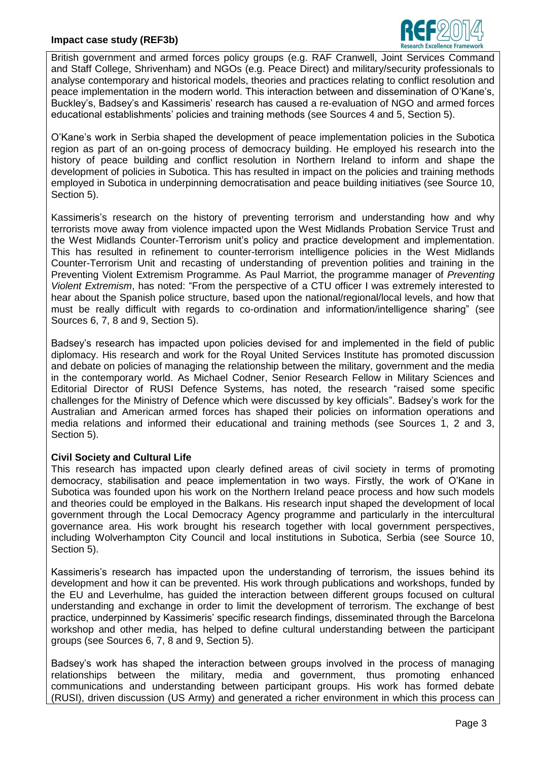British government and armed forces policy groups (e.g. RAF Cranwell, Joint Services Command and Staff College, Shrivenham) and NGOs (e.g. Peace Direct) and military/security professionals to analyse contemporary and historical models, theories and practices relating to conflict resolution and peace implementation in the modern world. This interaction between and dissemination of O'Kane's, Buckley's, Badsey's and Kassimeris' research has caused a re-evaluation of NGO and armed forces educational establishments' policies and training methods (see Sources 4 and 5, Section 5).

O'Kane's work in Serbia shaped the development of peace implementation policies in the Subotica region as part of an on-going process of democracy building. He employed his research into the history of peace building and conflict resolution in Northern Ireland to inform and shape the development of policies in Subotica. This has resulted in impact on the policies and training methods employed in Subotica in underpinning democratisation and peace building initiatives (see Source 10, Section 5).

Kassimeris's research on the history of preventing terrorism and understanding how and why terrorists move away from violence impacted upon the West Midlands Probation Service Trust and the West Midlands Counter-Terrorism unit's policy and practice development and implementation. This has resulted in refinement to counter-terrorism intelligence policies in the West Midlands Counter-Terrorism Unit and recasting of understanding of prevention polities and training in the Preventing Violent Extremism Programme. As Paul Marriot, the programme manager of *Preventing Violent Extremism*, has noted: "From the perspective of a CTU officer I was extremely interested to hear about the Spanish police structure, based upon the national/regional/local levels, and how that must be really difficult with regards to co-ordination and information/intelligence sharing" (see Sources 6, 7, 8 and 9, Section 5).

Badsey's research has impacted upon policies devised for and implemented in the field of public diplomacy. His research and work for the Royal United Services Institute has promoted discussion and debate on policies of managing the relationship between the military, government and the media in the contemporary world. As Michael Codner, Senior Research Fellow in Military Sciences and Editorial Director of RUSI Defence Systems, has noted, the research "raised some specific challenges for the Ministry of Defence which were discussed by key officials". Badsey's work for the Australian and American armed forces has shaped their policies on information operations and media relations and informed their educational and training methods (see Sources 1, 2 and 3, Section 5).

**Civil Society and Cultural Life**

This research has impacted upon clearly defined areas of civil society in terms of promoting democracy, stabilisation and peace implementation in two ways. Firstly, the work of O'Kane in Subotica was founded upon his work on the Northern Ireland peace process and how such models and theories could be employed in the Balkans. His research input shaped the development of local government through the Local Democracy Agency programme and particularly in the intercultural governance area. His work brought his research together with local government perspectives, including Wolverhampton City Council and local institutions in Subotica, Serbia (see Source 10, Section 5).

Kassimeris's research has impacted upon the understanding of terrorism, the issues behind its development and how it can be prevented. His work through publications and workshops, funded by the EU and Leverhulme, has guided the interaction between different groups focused on cultural understanding and exchange in order to limit the development of terrorism. The exchange of best practice, underpinned by Kassimeris' specific research findings, disseminated through the Barcelona workshop and other media, has helped to define cultural understanding between the participant groups (see Sources 6, 7, 8 and 9, Section 5).

Badsey's work has shaped the interaction between groups involved in the process of managing relationships between the military, media and government, thus promoting enhanced communications and understanding between participant groups. His work has formed debate (RUSI), driven discussion (US Army) and generated a richer environment in which this process can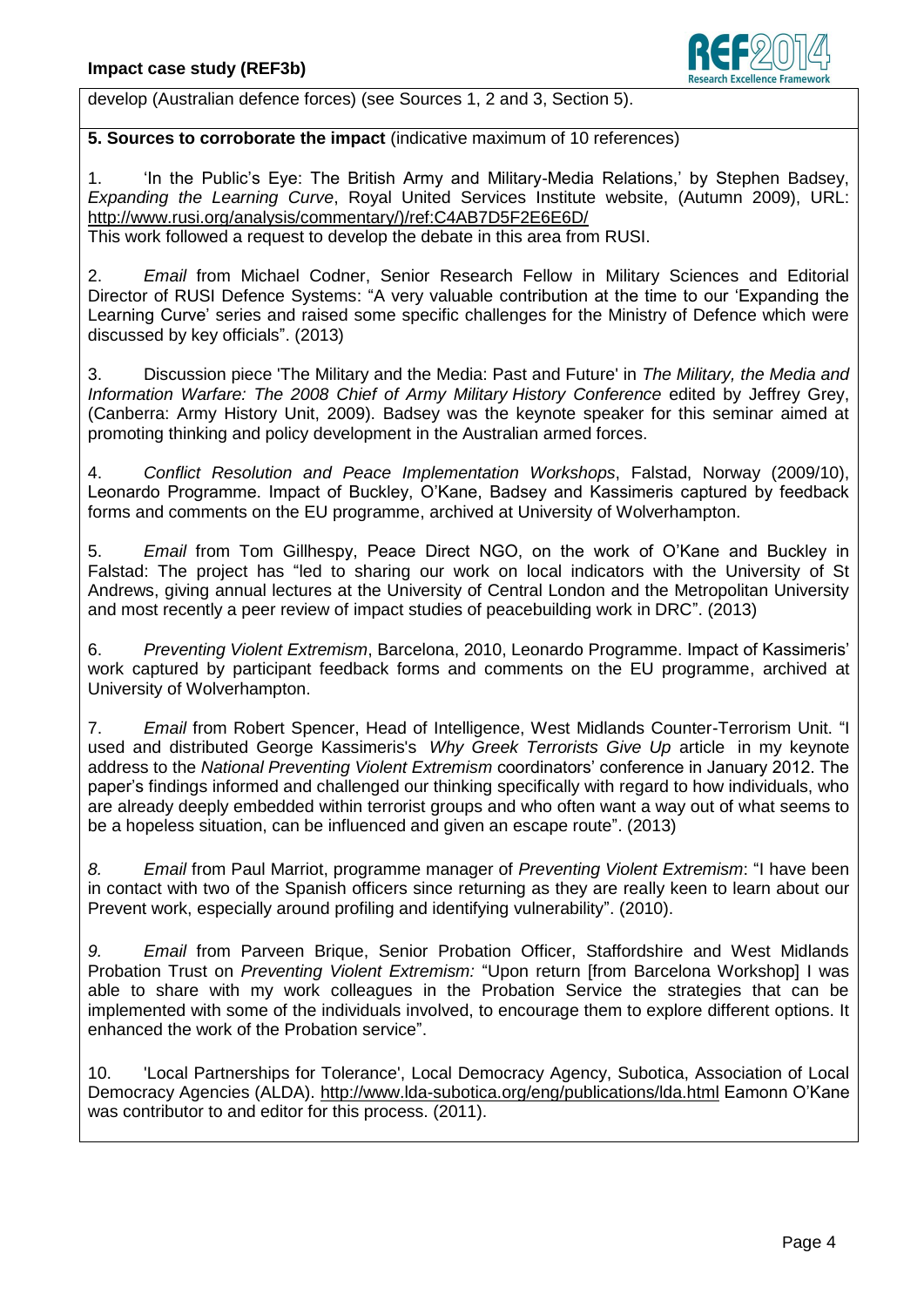develop (Australian defence forces) (see Sources 1, 2 and 3, Section 5).

**5. Sources to corroborate the impact** (indicative maximum of 10 references)

1. 'In the Public's Eye: The British Army and Military-Media Relations,' by Stephen Badsey, *Expanding the Learning Curve*, Royal United Services Institute website, (Autumn 2009), URL: http://www.rusi.org/analysis/commentary/)/ref:C4AB7D5F2E6E6D/
This work followed a request to develop the debate in this area from RUSI.

2. *Email* from Michael Codner, Senior Research Fellow in Military Sciences and Editorial Director of RUSI Defence Systems: "A very valuable contribution at the time to our 'Expanding the Learning Curve' series and raised some specific challenges for the Ministry of Defence which were discussed by key officials". (2013)

3. Discussion piece 'The Military and the Media: Past and Future' in *The Military, the Media and Information Warfare: The 2008 Chief of Army Military History Conference* edited by Jeffrey Grey, (Canberra: Army History Unit, 2009). Badsey was the keynote speaker for this seminar aimed at promoting thinking and policy development in the Australian armed forces.

4. *Conflict Resolution and Peace Implementation Workshops*, Falstad, Norway (2009/10), Leonardo Programme. Impact of Buckley, O'Kane, Badsey and Kassimeris captured by feedback forms and comments on the EU programme, archived at University of Wolverhampton.

5. *Email* from Tom Gillhespy, Peace Direct NGO, on the work of O'Kane and Buckley in Falstad: The project has "led to sharing our work on local indicators with the University of St Andrews, giving annual lectures at the University of Central London and the Metropolitan University and most recently a peer review of impact studies of peacebuilding work in DRC". (2013)

6. *Preventing Violent Extremism*, Barcelona, 2010, Leonardo Programme. Impact of Kassimeris' work captured by participant feedback forms and comments on the EU programme, archived at University of Wolverhampton.

7. *Email* from Robert Spencer, Head of Intelligence, West Midlands Counter-Terrorism Unit. "I used and distributed George Kassimeris's *Why Greek Terrorists Give Up* article in my keynote address to the *National Preventing Violent Extremism* coordinators' conference in January 2012. The paper's findings informed and challenged our thinking specifically with regard to how individuals, who are already deeply embedded within terrorist groups and who often want a way out of what seems to be a hopeless situation, can be influenced and given an escape route". (2013)

8. *Email* from Paul Marriot, programme manager of *Preventing Violent Extremism*: "I have been in contact with two of the Spanish officers since returning as they are really keen to learn about our Prevent work, especially around profiling and identifying vulnerability". (2010).

9. *Email* from Parveen Brique, Senior Probation Officer, Staffordshire and West Midlands Probation Trust on *Preventing Violent Extremism:* "Upon return [from Barcelona Workshop] I was able to share with my work colleagues in the Probation Service the strategies that can be implemented with some of the individuals involved, to encourage them to explore different options. It enhanced the work of the Probation service".

10. 'Local Partnerships for Tolerance', Local Democracy Agency, Subotica, Association of Local Democracy Agencies (ALDA). http://www.lda-subotica.org/eng/publications/lda.html Eamonn O'Kane was contributor to and editor for this process. (2011).